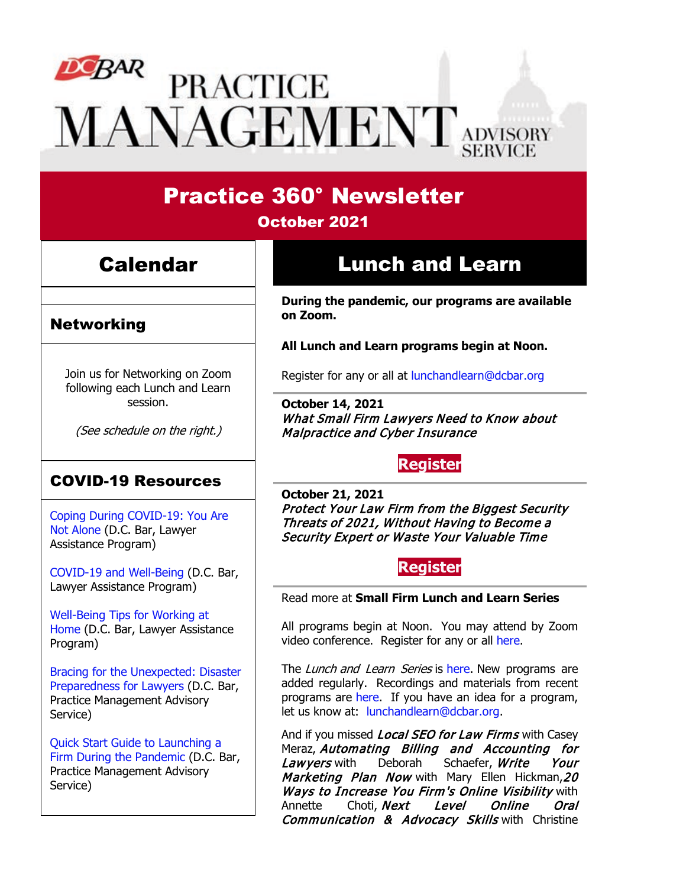# DC BAR PRACTICE MANAGEMENT ADVISORY SERVICE

## Practice 360° Newsletter

**October 2021**

## Calendar

### Networking

Join us for Networking on Zoom following each Lunch and Learn session.

*(See schedule on the right.)*

### COVID-19 Resources

Coping During COVID-19: You Are Not Alone (D.C. Bar, Lawyer Assistance Program)

COVID-19 and Well-Being (D.C. Bar, Lawyer Assistance Program)

Well-Being Tips for Working at Home (D.C. Bar, Lawyer Assistance Program)

Bracing for the Unexpected: Disaster Preparedness for Lawyers (D.C. Bar, Practice Management Advisory Service)

Quick Start Guide to Launching a Firm During the Pandemic (D.C. Bar, Practice Management Advisory Service)

## Lunch and Learn

**During the pandemic, our programs are available on Zoom.**

**All Lunch and Learn programs begin at Noon.**

Register for any or all at lunchandlearn@dcbar.org

**October 14, 2021**
***What Small Firm Lawyers Need to Know about Malpractice and Cyber Insurance***

Register

**October 21, 2021**
***Protect Your Law Firm from the Biggest Security Threats of 2021, Without Having to Become a Security Expert or Waste Your Valuable Time***

Register

Read more at **Small Firm Lunch and Learn Series**

All programs begin at Noon. You may attend by Zoom video conference. Register for any or all here.

The *Lunch and Learn Series* is here. New programs are added regularly. Recordings and materials from recent programs are here. If you have an idea for a program, let us know at: lunchandlearn@dcbar.org.

And if you missed ***Local SEO for Law Firms*** with Casey Meraz, ***Automating Billing and Accounting for Lawyers*** with Deborah Schaefer, ***Write Your Marketing Plan Now*** with Mary Ellen Hickman, ***20 Ways to Increase You Firm's Online Visibility*** with Annette Choti, ***Next Level Online Oral Communication & Advocacy Skills*** with Christine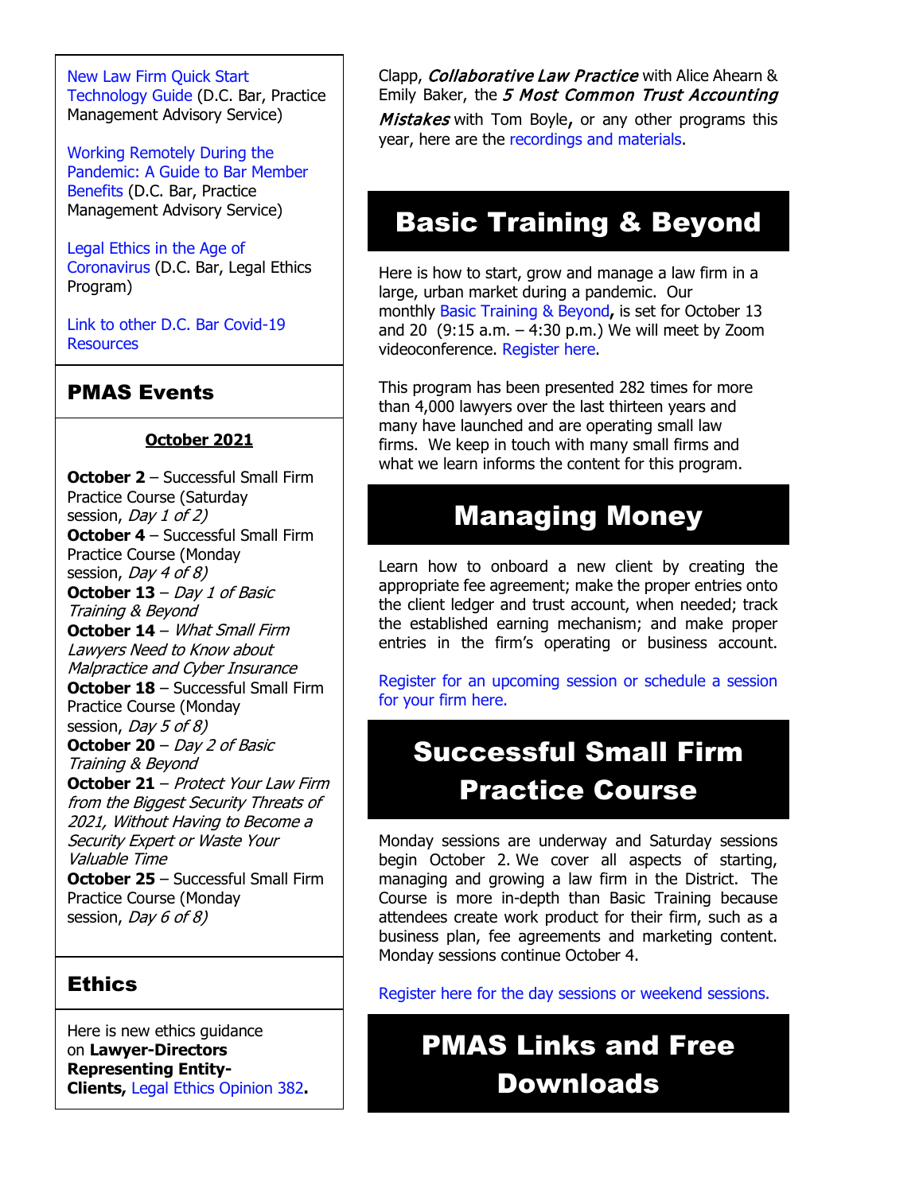New Law Firm Quick Start Technology Guide (D.C. Bar, Practice Management Advisory Service)

Working Remotely During the Pandemic: A Guide to Bar Member Benefits (D.C. Bar, Practice Management Advisory Service)

Legal Ethics in the Age of Coronavirus (D.C. Bar, Legal Ethics Program)

Link to other D.C. Bar Covid-19 Resources

## PMAS Events

**October 2021**

**October 2** – Successful Small Firm Practice Course (Saturday session, *Day 1 of 2)*
**October 4** – Successful Small Firm Practice Course (Monday session, *Day 4 of 8)*
**October 13** – *Day 1 of Basic Training & Beyond*
**October 14** – *What Small Firm Lawyers Need to Know about Malpractice and Cyber Insurance*
**October 18** – Successful Small Firm Practice Course (Monday session, *Day 5 of 8)*
**October 20** – *Day 2 of Basic Training & Beyond*
**October 21** – *Protect Your Law Firm from the Biggest Security Threats of 2021, Without Having to Become a Security Expert or Waste Your Valuable Time*
**October 25** – Successful Small Firm Practice Course (Monday session, *Day 6 of 8)*

## Ethics

Here is new ethics guidance on **Lawyer-Directors Representing Entity-Clients,** Legal Ethics Opinion 382**.**

Clapp, ***Collaborative Law Practice*** with Alice Ahearn & Emily Baker, the ***5 Most Common Trust Accounting Mistakes*** with Tom Boyle**,** or any other programs this year, here are the recordings and materials.

## Basic Training & Beyond

Here is how to start, grow and manage a law firm in a large, urban market during a pandemic. Our monthly Basic Training & Beyond**,** is set for October 13 and 20 (9:15 a.m. – 4:30 p.m.) We will meet by Zoom videoconference. Register here.

This program has been presented 282 times for more than 4,000 lawyers over the last thirteen years and many have launched and are operating small law firms. We keep in touch with many small firms and what we learn informs the content for this program.

## Managing Money

Learn how to onboard a new client by creating the appropriate fee agreement; make the proper entries onto the client ledger and trust account, when needed; track the established earning mechanism; and make proper entries in the firm's operating or business account.

Register for an upcoming session or schedule a session for your firm here.

## Successful Small Firm Practice Course

Monday sessions are underway and Saturday sessions begin October 2. We cover all aspects of starting, managing and growing a law firm in the District. The Course is more in-depth than Basic Training because attendees create work product for their firm, such as a business plan, fee agreements and marketing content. Monday sessions continue October 4.

Register here for the day sessions or weekend sessions.

## PMAS Links and Free Downloads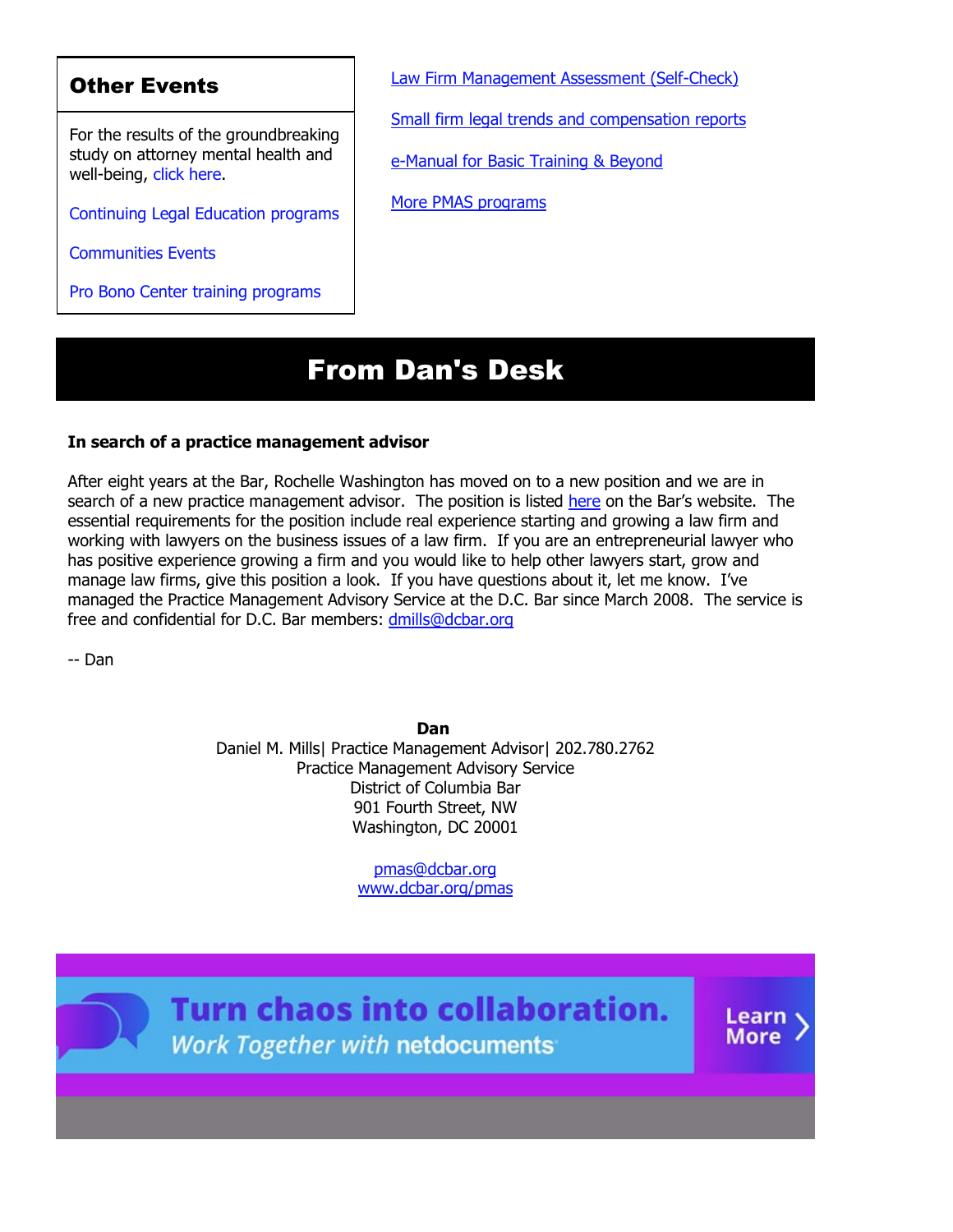## Other Events

For the results of the groundbreaking study on attorney mental health and well-being, click here.

Continuing Legal Education programs

Communities Events

Pro Bono Center training programs

Law Firm Management Assessment (Self-Check)

Small firm legal trends and compensation reports

e-Manual for Basic Training & Beyond

More PMAS programs

# From Dan's Desk

**In search of a practice management advisor**

After eight years at the Bar, Rochelle Washington has moved on to a new position and we are in search of a new practice management advisor. The position is listed here on the Bar's website. The essential requirements for the position include real experience starting and growing a law firm and working with lawyers on the business issues of a law firm. If you are an entrepreneurial lawyer who has positive experience growing a firm and you would like to help other lawyers start, grow and manage law firms, give this position a look. If you have questions about it, let me know. I've managed the Practice Management Advisory Service at the D.C. Bar since March 2008. The service is free and confidential for D.C. Bar members: dmills@dcbar.org

-- Dan

**Dan**
Daniel M. Mills| Practice Management Advisor| 202.780.2762
Practice Management Advisory Service
District of Columbia Bar
901 Fourth Street, NW
Washington, DC 20001

pmas@dcbar.org
www.dcbar.org/pmas

Turn chaos into collaboration.
*Work Together with* netdocuments
Learn More